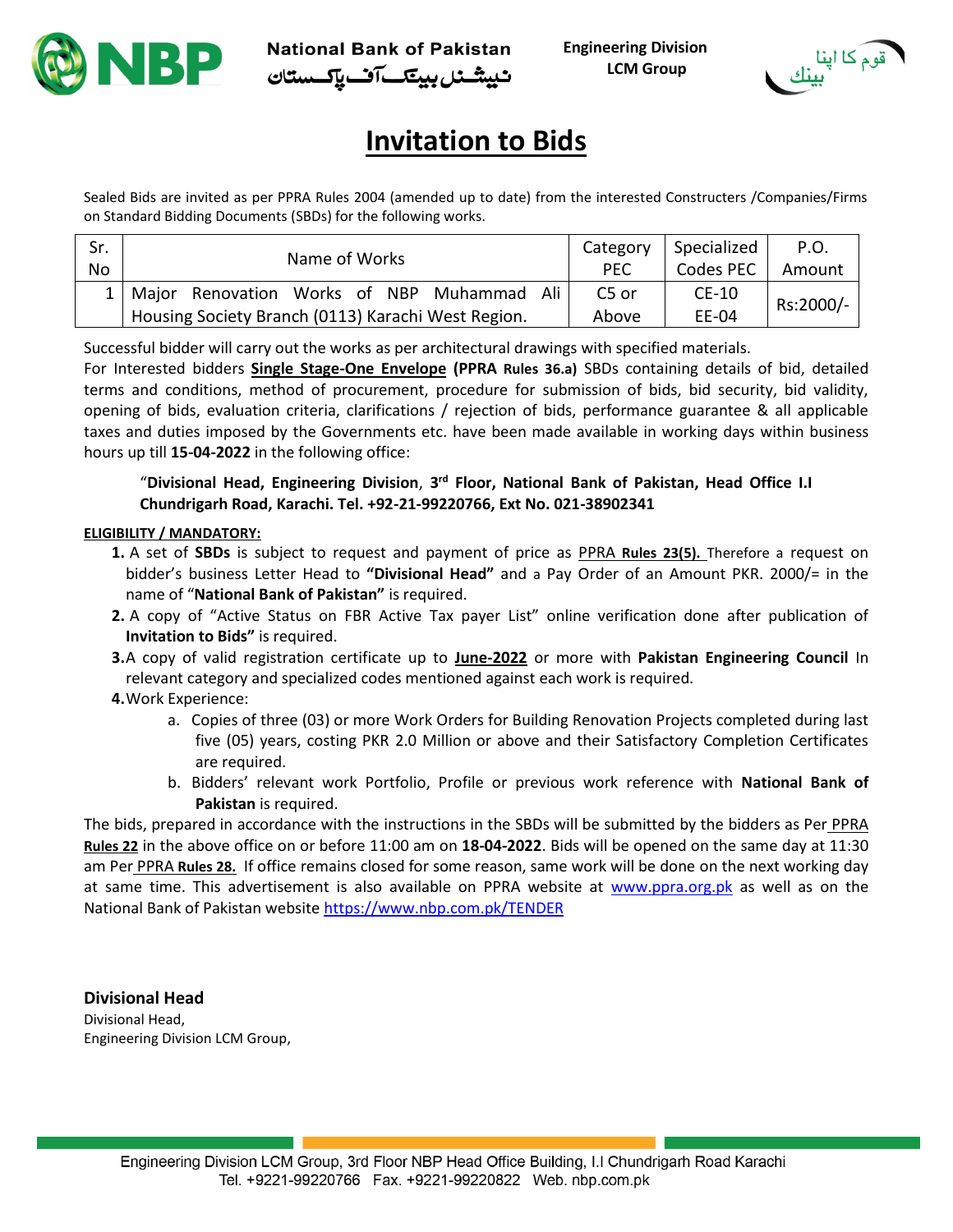**National Bank of Pakistan**
نیشنل بینک آف پاکستان

**Engineering Division**
**LCM Group**

قوم کا اپنا بینک

# Invitation to Bids

Sealed Bids are invited as per PPRA Rules 2004 (amended up to date) from the interested Constructers /Companies/Firms on Standard Bidding Documents (SBDs) for the following works.

| Sr. No | Name of Works | Category PEC | Specialized Codes PEC | P.O. Amount |
|---|---|---|---|---|
| 1 | Major Renovation Works of NBP Muhammad Ali Housing Society Branch (0113) Karachi West Region. | C5 or Above | CE-10 EE-04 | Rs:2000/- |

Successful bidder will carry out the works as per architectural drawings with specified materials.
For Interested bidders **Single Stage-One Envelope** **(PPRA Rules 36.a)** SBDs containing details of bid, detailed terms and conditions, method of procurement, procedure for submission of bids, bid security, bid validity, opening of bids, evaluation criteria, clarifications / rejection of bids, performance guarantee & all applicable taxes and duties imposed by the Governments etc. have been made available in working days within business hours up till **15-04-2022** in the following office:

> "**Divisional Head, Engineering Division**, **3rd Floor, National Bank of Pakistan, Head Office I.I Chundrigarh Road, Karachi. Tel. +92-21-99220766, Ext No. 021-38902341**

**ELIGIBILITY / MANDATORY:**

1. A set of **SBDs** is subject to request and payment of price as PPRA **Rules 23(5).** Therefore a request on bidder's business Letter Head to **"Divisional Head"** and a Pay Order of an Amount PKR. 2000/= in the name of "**National Bank of Pakistan"** is required.
2. A copy of "Active Status on FBR Active Tax payer List" online verification done after publication of **Invitation to Bids"** is required.
3. A copy of valid registration certificate up to **June-2022** or more with **Pakistan Engineering Council** In relevant category and specialized codes mentioned against each work is required.
4. Work Experience:
   a. Copies of three (03) or more Work Orders for Building Renovation Projects completed during last five (05) years, costing PKR 2.0 Million or above and their Satisfactory Completion Certificates are required.
   b. Bidders' relevant work Portfolio, Profile or previous work reference with **National Bank of Pakistan** is required.

The bids, prepared in accordance with the instructions in the SBDs will be submitted by the bidders as Per PPRA **Rules 22** in the above office on or before 11:00 am on **18-04-2022**. Bids will be opened on the same day at 11:30 am Per PPRA **Rules 28.** If office remains closed for some reason, same work will be done on the next working day at same time. This advertisement is also available on PPRA website at www.ppra.org.pk as well as on the National Bank of Pakistan website https://www.nbp.com.pk/TENDER

**Divisional Head**
Divisional Head,
Engineering Division LCM Group,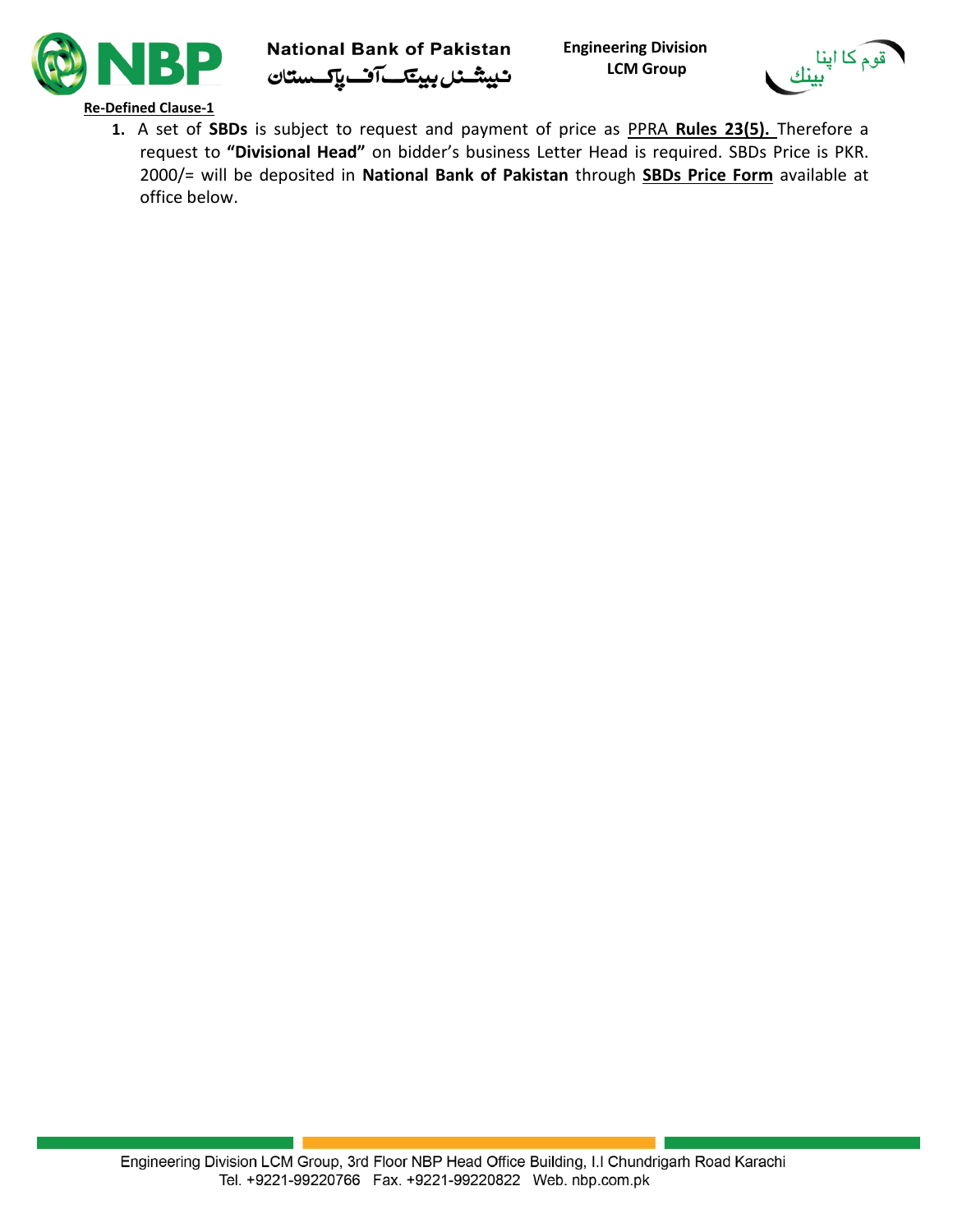**Re-Defined Clause-1**

1. A set of **SBDs** is subject to request and payment of price as PPRA **Rules 23(5).** Therefore a request to **"Divisional Head"** on bidder's business Letter Head is required. SBDs Price is PKR. 2000/= will be deposited in **National Bank of Pakistan** through **SBDs Price Form** available at office below.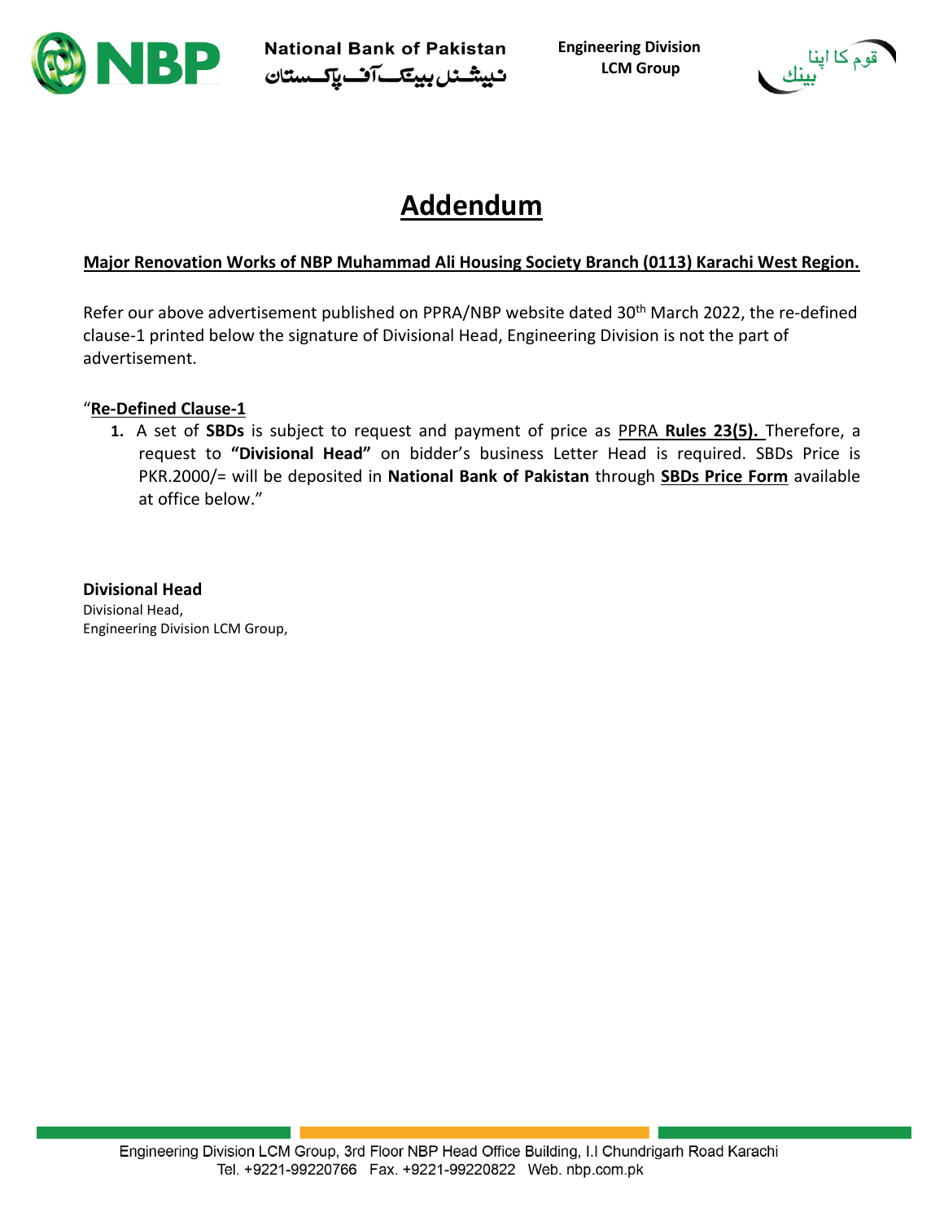# Addendum

**Major Renovation Works of NBP Muhammad Ali Housing Society Branch (0113) Karachi West Region.**

Refer our above advertisement published on PPRA/NBP website dated 30th March 2022, the re-defined clause-1 printed below the signature of Divisional Head, Engineering Division is not the part of advertisement.

"**Re-Defined Clause-1**

1. A set of **SBDs** is subject to request and payment of price as PPRA **Rules 23(5).** Therefore, a request to **"Divisional Head"** on bidder's business Letter Head is required. SBDs Price is PKR.2000/= will be deposited in **National Bank of Pakistan** through **SBDs Price Form** available at office below."

**Divisional Head**
Divisional Head,
Engineering Division LCM Group,